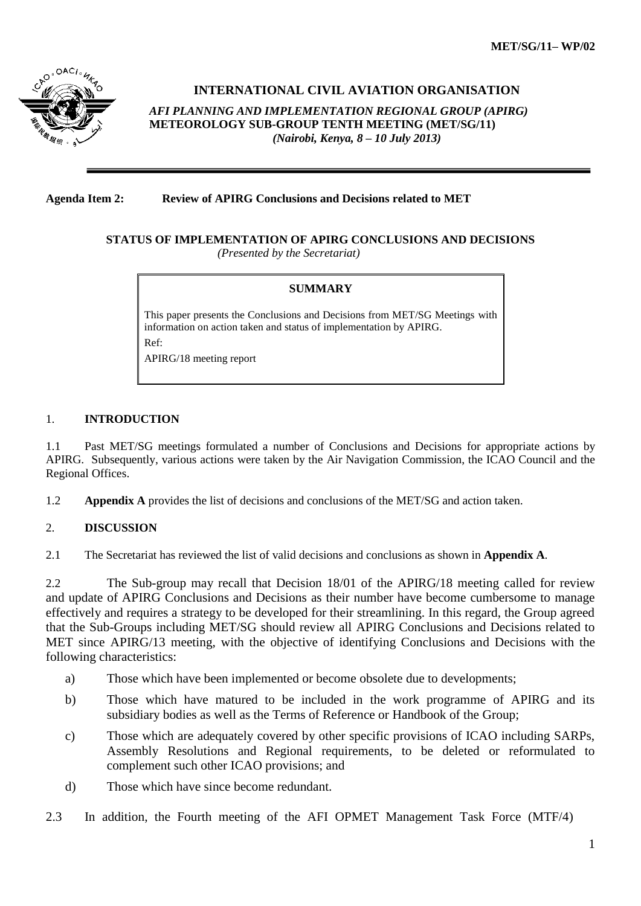**MET/SG/11– WP/02**

# INTERNATIONAL CIVIL AVIATION ORGANISATION

*AFI PLANNING AND IMPLEMENTATION REGIONAL GROUP (APIRG)*
**METEOROLOGY SUB-GROUP TENTH MEETING (MET/SG/11)**
*(Nairobi, Kenya, 8 – 10 July 2013)*

---

**Agenda Item 2: Review of APIRG Conclusions and Decisions related to MET**

## STATUS OF IMPLEMENTATION OF APIRG CONCLUSIONS AND DECISIONS

*(Presented by the Secretariat)*

> **SUMMARY**
>
> This paper presents the Conclusions and Decisions from MET/SG Meetings with information on action taken and status of implementation by APIRG.
>
> Ref:
>
> APIRG/18 meeting report

## 1. INTRODUCTION

1.1 Past MET/SG meetings formulated a number of Conclusions and Decisions for appropriate actions by APIRG. Subsequently, various actions were taken by the Air Navigation Commission, the ICAO Council and the Regional Offices.

1.2 **Appendix A** provides the list of decisions and conclusions of the MET/SG and action taken.

## 2. DISCUSSION

2.1 The Secretariat has reviewed the list of valid decisions and conclusions as shown in **Appendix A**.

2.2 The Sub-group may recall that Decision 18/01 of the APIRG/18 meeting called for review and update of APIRG Conclusions and Decisions as their number have become cumbersome to manage effectively and requires a strategy to be developed for their streamlining. In this regard, the Group agreed that the Sub-Groups including MET/SG should review all APIRG Conclusions and Decisions related to MET since APIRG/13 meeting, with the objective of identifying Conclusions and Decisions with the following characteristics:

a) Those which have been implemented or become obsolete due to developments;

b) Those which have matured to be included in the work programme of APIRG and its subsidiary bodies as well as the Terms of Reference or Handbook of the Group;

c) Those which are adequately covered by other specific provisions of ICAO including SARPs, Assembly Resolutions and Regional requirements, to be deleted or reformulated to complement such other ICAO provisions; and

d) Those which have since become redundant.

2.3 In addition, the Fourth meeting of the AFI OPMET Management Task Force (MTF/4)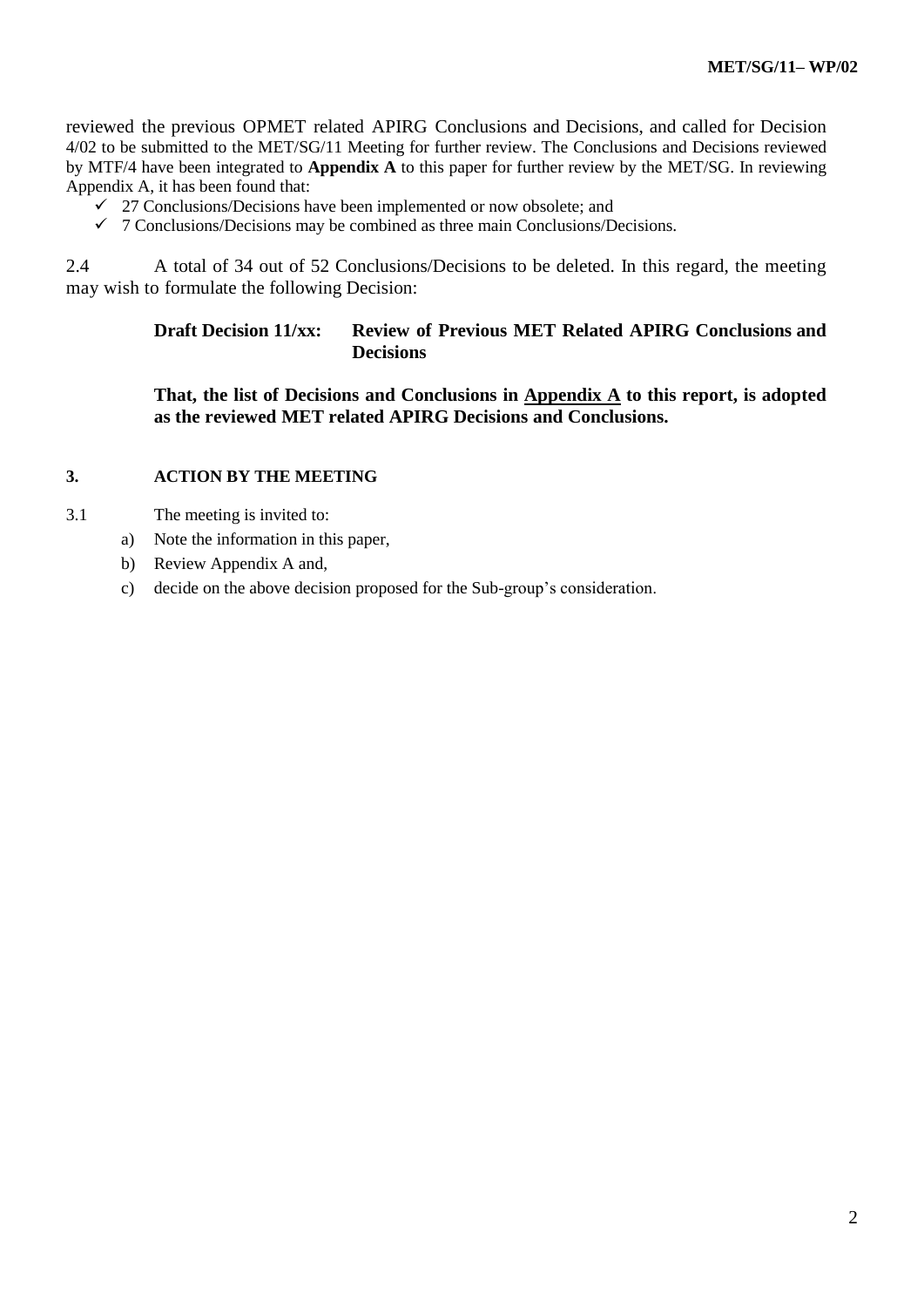reviewed the previous OPMET related APIRG Conclusions and Decisions, and called for Decision 4/02 to be submitted to the MET/SG/11 Meeting for further review. The Conclusions and Decisions reviewed by MTF/4 have been integrated to **Appendix A** to this paper for further review by the MET/SG. In reviewing Appendix A, it has been found that:

- ✓ 27 Conclusions/Decisions have been implemented or now obsolete; and
- ✓ 7 Conclusions/Decisions may be combined as three main Conclusions/Decisions.

2.4 A total of 34 out of 52 Conclusions/Decisions to be deleted. In this regard, the meeting may wish to formulate the following Decision:

> **Draft Decision 11/xx: Review of Previous MET Related APIRG Conclusions and Decisions**
>
> **That, the list of Decisions and Conclusions in <u>Appendix A</u> to this report, is adopted as the reviewed MET related APIRG Decisions and Conclusions.**

## 3. ACTION BY THE MEETING

3.1 The meeting is invited to:

a) Note the information in this paper,

b) Review Appendix A and,

c) decide on the above decision proposed for the Sub-group's consideration.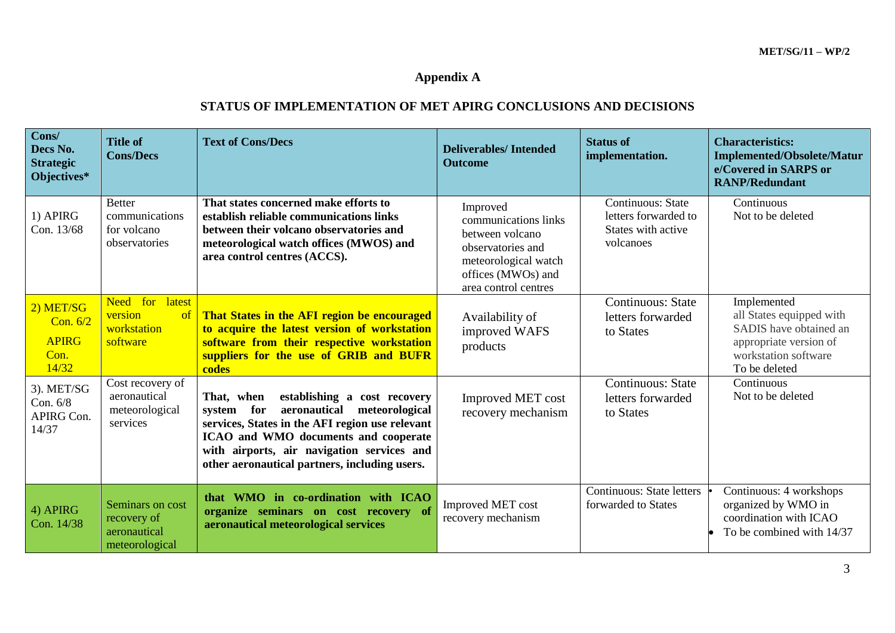## Appendix A

## STATUS OF IMPLEMENTATION OF MET APIRG CONCLUSIONS AND DECISIONS

| Cons/ Decs No. Strategic Objectives* | Title of Cons/Decs | Text of Cons/Decs | Deliverables/ Intended Outcome | Status of implementation. | Characteristics: Implemented/Obsolete/Mature/Covered in SARPS or RANP/Redundant |
|---|---|---|---|---|---|
| 1) APIRG Con. 13/68 | Better communications for volcano observatories | **That states concerned make efforts to establish reliable communications links between their volcano observatories and meteorological watch offices (MWOS) and area control centres (ACCS).** | Improved communications links between volcano observatories and meteorological watch offices (MWOs) and area control centres | Continuous: State letters forwarded to States with active volcanoes | Continuous<br>Not to be deleted |
| 2) MET/SG Con. 6/2<br>APIRG Con. 14/32 | Need for latest version of workstation software | **That States in the AFI region be encouraged to acquire the latest version of workstation software from their respective workstation suppliers for the use of GRIB and BUFR codes** | Availability of improved WAFS products | Continuous: State letters forwarded to States | Implemented<br>all States equipped with SADIS have obtained an appropriate version of workstation software<br>To be deleted |
| 3). MET/SG Con. 6/8<br>APIRG Con. 14/37 | Cost recovery of aeronautical meteorological services | **That, when establishing a cost recovery system for aeronautical meteorological services, States in the AFI region use relevant ICAO and WMO documents and cooperate with airports, air navigation services and other aeronautical partners, including users.** | Improved MET cost recovery mechanism | Continuous: State letters forwarded to States | Continuous<br>Not to be deleted |
| 4) APIRG Con. 14/38 | Seminars on cost recovery of aeronautical meteorological | **that WMO in co-ordination with ICAO organize seminars on cost recovery of aeronautical meteorological services** | Improved MET cost recovery mechanism | Continuous: State letters forwarded to States | • Continuous: 4 workshops organized by WMO in coordination with ICAO<br>• To be combined with 14/37 |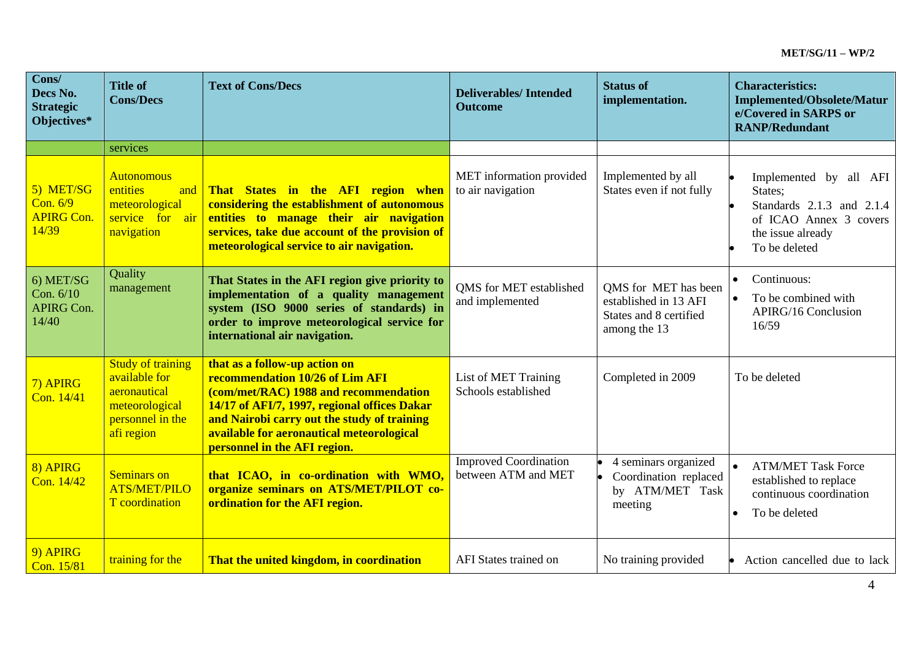| Cons/ Decs No. Strategic Objectives* | Title of Cons/Decs | Text of Cons/Decs | Deliverables/ Intended Outcome | Status of implementation. | Characteristics: Implemented/Obsolete/Mature/Covered in SARPS or RANP/Redundant |
|---|---|---|---|---|---|
| | services | | | | |
| 5) MET/SG Con. 6/9 APIRG Con. 14/39 | Autonomous entities and meteorological service for air navigation | **That States in the AFI region when considering the establishment of autonomous entities to manage their air navigation services, take due account of the provision of meteorological service to air navigation.** | MET information provided to air navigation | Implemented by all States even if not fully | • Implemented by all AFI States;<br>• Standards 2.1.3 and 2.1.4 of ICAO Annex 3 covers the issue already<br>• To be deleted |
| 6) MET/SG Con. 6/10 APIRG Con. 14/40 | Quality management | **That States in the AFI region give priority to implementation of a quality management system (ISO 9000 series of standards) in order to improve meteorological service for international air navigation.** | QMS for MET established and implemented | QMS for MET has been established in 13 AFI States and 8 certified among the 13 | • Continuous:<br>• To be combined with APIRG/16 Conclusion 16/59 |
| 7) APIRG Con. 14/41 | Study of training available for aeronautical meteorological personnel in the afi region | **that as a follow-up action on recommendation 10/26 of Lim AFI (com/met/RAC) 1988 and recommendation 14/17 of AFI/7, 1997, regional offices Dakar and Nairobi carry out the study of training available for aeronautical meteorological personnel in the AFI region.** | List of MET Training Schools established | Completed in 2009 | To be deleted |
| 8) APIRG Con. 14/42 | Seminars on ATS/MET/PILOT coordination | **that ICAO, in co-ordination with WMO, organize seminars on ATS/MET/PILOT co-ordination for the AFI region.** | Improved Coordination between ATM and MET | • 4 seminars organized<br>• Coordination replaced by ATM/MET Task meeting | • ATM/MET Task Force established to replace continuous coordination<br>• To be deleted |
| 9) APIRG Con. 15/81 | training for the | **That the united kingdom, in coordination** | AFI States trained on | No training provided | • Action cancelled due to lack |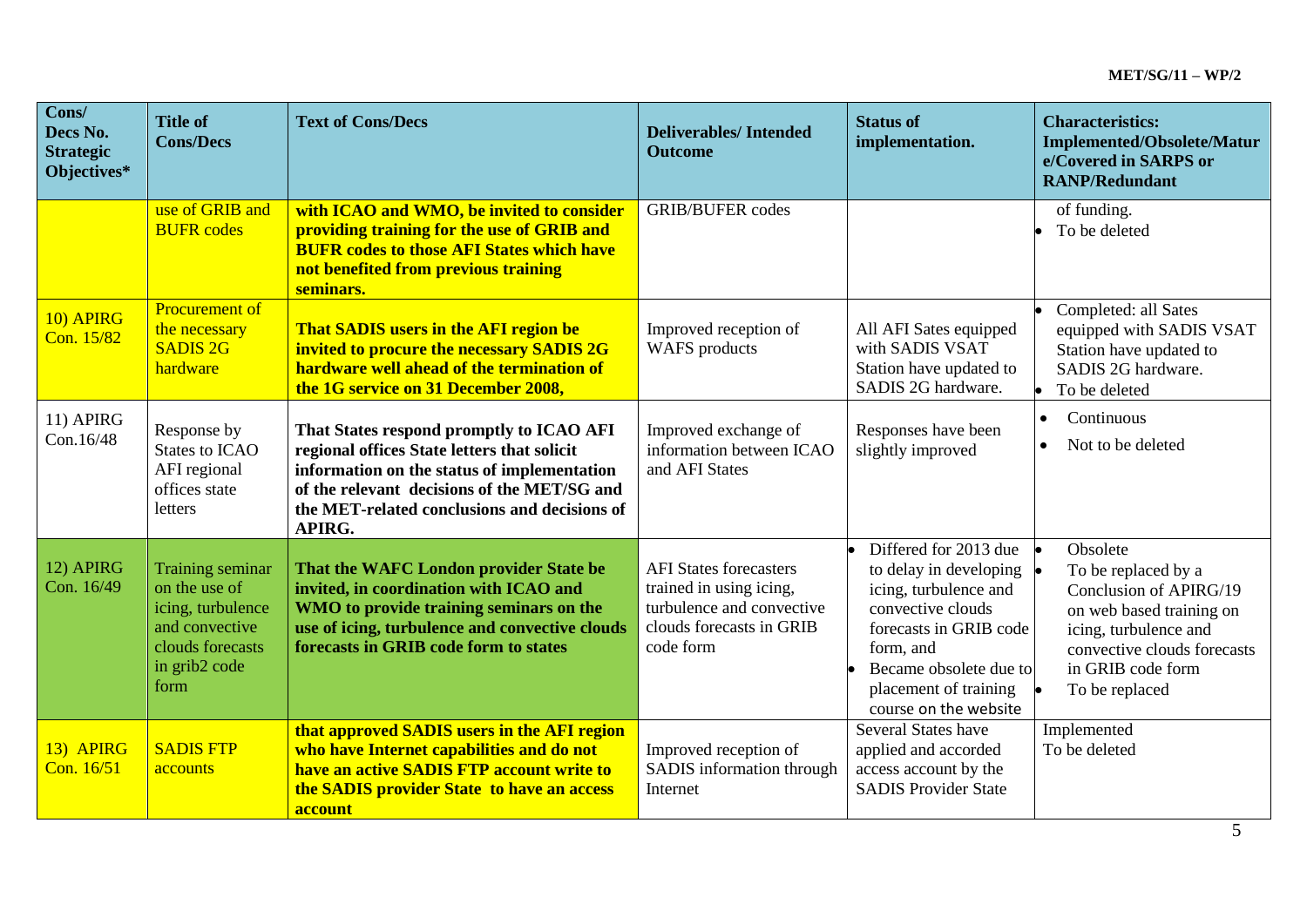| Cons/ Decs No. Strategic Objectives* | Title of Cons/Decs | Text of Cons/Decs | Deliverables/ Intended Outcome | Status of implementation. | Characteristics: Implemented/Obsolete/Mature/Covered in SARPS or RANP/Redundant |
|---|---|---|---|---|---|
| | use of GRIB and BUFR codes | **with ICAO and WMO, be invited to consider providing training for the use of GRIB and BUFR codes to those AFI States which have not benefited from previous training seminars.** | GRIB/BUFER codes | | of funding.<br>• To be deleted |
| 10) APIRG Con. 15/82 | Procurement of the necessary SADIS 2G hardware | **That SADIS users in the AFI region be invited to procure the necessary SADIS 2G hardware well ahead of the termination of the 1G service on 31 December 2008,** | Improved reception of WAFS products | All AFI Sates equipped with SADIS VSAT Station have updated to SADIS 2G hardware. | • Completed: all Sates equipped with SADIS VSAT Station have updated to SADIS 2G hardware.<br>• To be deleted |
| 11) APIRG Con.16/48 | Response by States to ICAO AFI regional offices state letters | **That States respond promptly to ICAO AFI regional offices State letters that solicit information on the status of implementation of the relevant decisions of the MET/SG and the MET-related conclusions and decisions of APIRG.** | Improved exchange of information between ICAO and AFI States | Responses have been slightly improved | • Continuous<br>• Not to be deleted |
| 12) APIRG Con. 16/49 | Training seminar on the use of icing, turbulence and convective clouds forecasts in grib2 code form | **That the WAFC London provider State be invited, in coordination with ICAO and WMO to provide training seminars on the use of icing, turbulence and convective clouds forecasts in GRIB code form to states** | AFI States forecasters trained in using icing, turbulence and convective clouds forecasts in GRIB code form | • Differed for 2013 due to delay in developing icing, turbulence and convective clouds forecasts in GRIB code form, and<br>• Became obsolete due to placement of training course on the website | • Obsolete<br>• To be replaced by a Conclusion of APIRG/19 on web based training on icing, turbulence and convective clouds forecasts in GRIB code form<br>• To be replaced |
| 13) APIRG Con. 16/51 | SADIS FTP accounts | **that approved SADIS users in the AFI region who have Internet capabilities and do not have an active SADIS FTP account write to the SADIS provider State to have an access account** | Improved reception of SADIS information through Internet | Several States have applied and accorded access account by the SADIS Provider State | Implemented<br>To be deleted |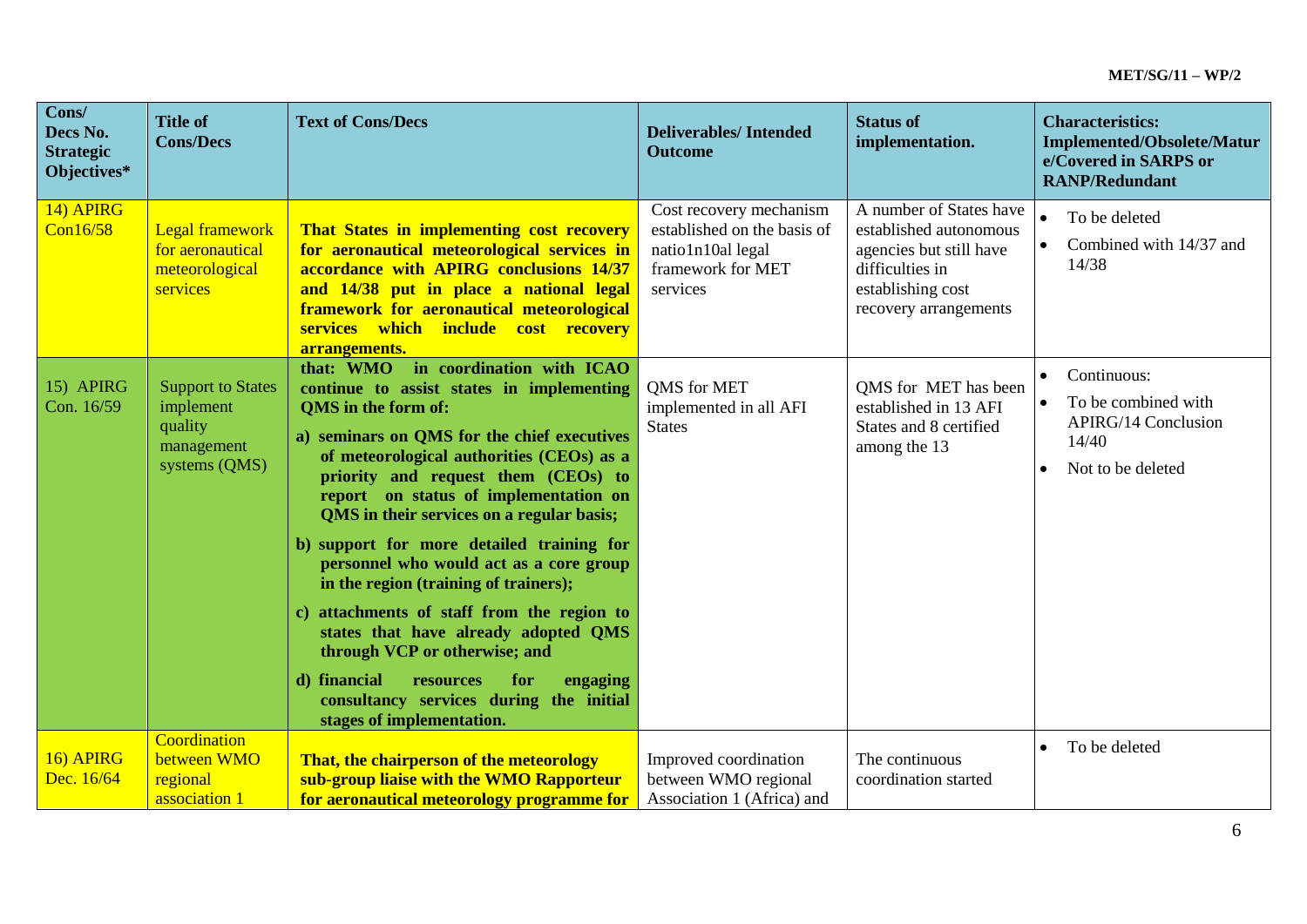| Cons/ Decs No. Strategic Objectives* | Title of Cons/Decs | Text of Cons/Decs | Deliverables/ Intended Outcome | Status of implementation. | Characteristics: Implemented/Obsolete/Mature/Covered in SARPS or RANP/Redundant |
|---|---|---|---|---|---|
| 14) APIRG Con16/58 | Legal framework for aeronautical meteorological services | **That States in implementing cost recovery for aeronautical meteorological services in accordance with APIRG conclusions 14/37 and 14/38 put in place a national legal framework for aeronautical meteorological services which include cost recovery arrangements.** | Cost recovery mechanism established on the basis of natio1n10al legal framework for MET services | A number of States have established autonomous agencies but still have difficulties in establishing cost recovery arrangements | • To be deleted<br>• Combined with 14/37 and 14/38 |
| 15) APIRG Con. 16/59 | Support to States implement quality management systems (QMS) | **that: WMO in coordination with ICAO continue to assist states in implementing QMS in the form of:**<br>**a) seminars on QMS for the chief executives of meteorological authorities (CEOs) as a priority and request them (CEOs) to report on status of implementation on QMS in their services on a regular basis;**<br>**b) support for more detailed training for personnel who would act as a core group in the region (training of trainers);**<br>**c) attachments of staff from the region to states that have already adopted QMS through VCP or otherwise; and**<br>**d) financial resources for engaging consultancy services during the initial stages of implementation.** | QMS for MET implemented in all AFI States | QMS for MET has been established in 13 AFI States and 8 certified among the 13 | • Continuous:<br>• To be combined with APIRG/14 Conclusion 14/40<br>• Not to be deleted |
| 16) APIRG Dec. 16/64 | Coordination between WMO regional association 1 | **That, the chairperson of the meteorology sub-group liaise with the WMO Rapporteur for aeronautical meteorology programme for** | Improved coordination between WMO regional Association 1 (Africa) and | The continuous coordination started | • To be deleted |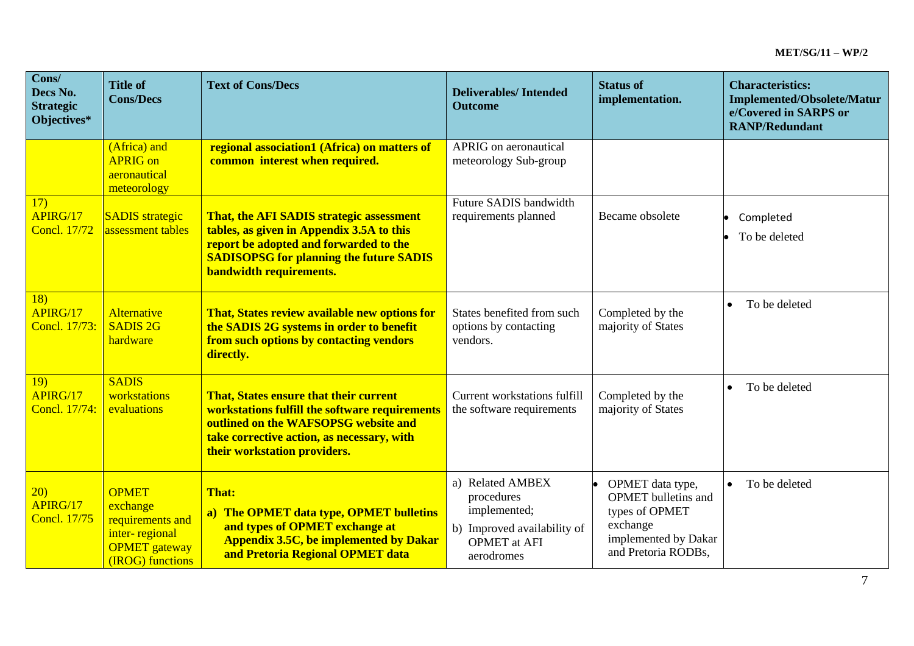| Cons/ Decs No. Strategic Objectives* | Title of Cons/Decs | Text of Cons/Decs | Deliverables/ Intended Outcome | Status of implementation. | Characteristics: Implemented/Obsolete/Mature/Covered in SARPS or RANP/Redundant |
|---|---|---|---|---|---|
| | (Africa) and APRIG on aeronautical meteorology | **regional association1 (Africa) on matters of common interest when required.** | APRIG on aeronautical meteorology Sub-group | | |
| 17) APIRG/17 Concl. 17/72 | SADIS strategic assessment tables | **That, the AFI SADIS strategic assessment tables, as given in Appendix 3.5A to this report be adopted and forwarded to the SADISOPSG for planning the future SADIS bandwidth requirements.** | Future SADIS bandwidth requirements planned | Became obsolete | • Completed<br>• To be deleted |
| 18) APIRG/17 Concl. 17/73: | Alternative SADIS 2G hardware | **That, States review available new options for the SADIS 2G systems in order to benefit from such options by contacting vendors directly.** | States benefited from such options by contacting vendors. | Completed by the majority of States | • To be deleted |
| 19) APIRG/17 Concl. 17/74: | SADIS workstations evaluations | **That, States ensure that their current workstations fulfill the software requirements outlined on the WAFSOPSG website and take corrective action, as necessary, with their workstation providers.** | Current workstations fulfill the software requirements | Completed by the majority of States | • To be deleted |
| 20) APIRG/17 Concl. 17/75 | OPMET exchange requirements and inter- regional OPMET gateway (IROG) functions | **That:**<br>**a) The OPMET data type, OPMET bulletins and types of OPMET exchange at Appendix 3.5C, be implemented by Dakar and Pretoria Regional OPMET data** | a) Related AMBEX procedures implemented;<br>b) Improved availability of OPMET at AFI aerodromes | • OPMET data type, OPMET bulletins and types of OPMET exchange implemented by Dakar and Pretoria RODBs, | • To be deleted |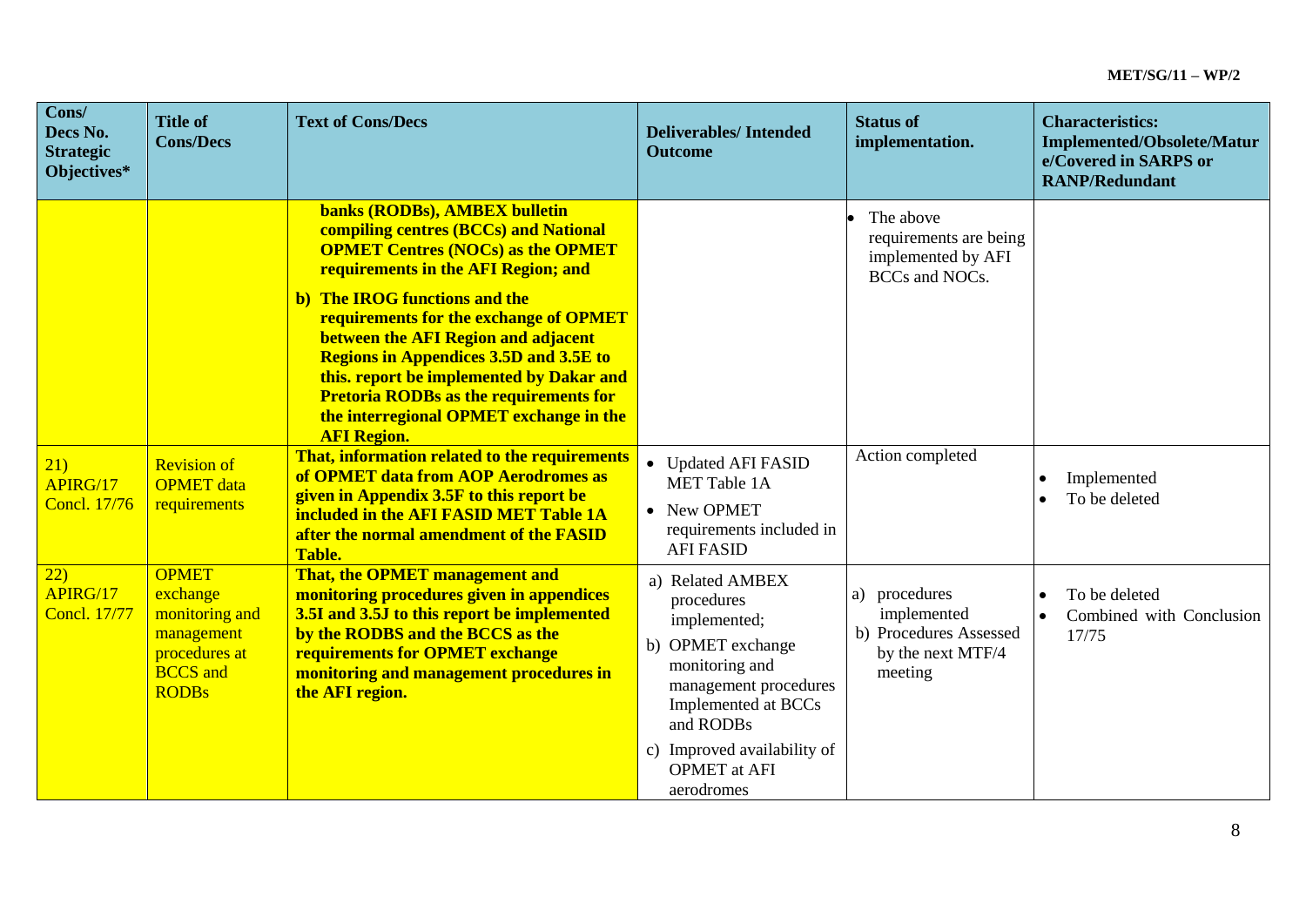| Cons/ Decs No. Strategic Objectives* | Title of Cons/Decs | Text of Cons/Decs | Deliverables/ Intended Outcome | Status of implementation. | Characteristics: Implemented/Obsolete/Mature/Covered in SARPS or RANP/Redundant |
|---|---|---|---|---|---|
| | | **banks (RODBs), AMBEX bulletin compiling centres (BCCs) and National OPMET Centres (NOCs) as the OPMET requirements in the AFI Region; and**<br>**b) The IROG functions and the requirements for the exchange of OPMET between the AFI Region and adjacent Regions in Appendices 3.5D and 3.5E to this. report be implemented by Dakar and Pretoria RODBs as the requirements for the interregional OPMET exchange in the AFI Region.** | | • The above requirements are being implemented by AFI BCCs and NOCs. | |
| 21) APIRG/17 Concl. 17/76 | Revision of OPMET data requirements | **That, information related to the requirements of OPMET data from AOP Aerodromes as given in Appendix 3.5F to this report be included in the AFI FASID MET Table 1A after the normal amendment of the FASID Table.** | • Updated AFI FASID MET Table 1A<br>• New OPMET requirements included in AFI FASID | Action completed | • Implemented<br>• To be deleted |
| 22) APIRG/17 Concl. 17/77 | OPMET exchange monitoring and management procedures at BCCS and RODBs | **That, the OPMET management and monitoring procedures given in appendices 3.5I and 3.5J to this report be implemented by the RODBS and the BCCS as the requirements for OPMET exchange monitoring and management procedures in the AFI region.** | a) Related AMBEX procedures implemented;<br>b) OPMET exchange monitoring and management procedures Implemented at BCCs and RODBs<br>c) Improved availability of OPMET at AFI aerodromes | a) procedures implemented<br>b) Procedures Assessed by the next MTF/4 meeting | • To be deleted<br>• Combined with Conclusion 17/75 |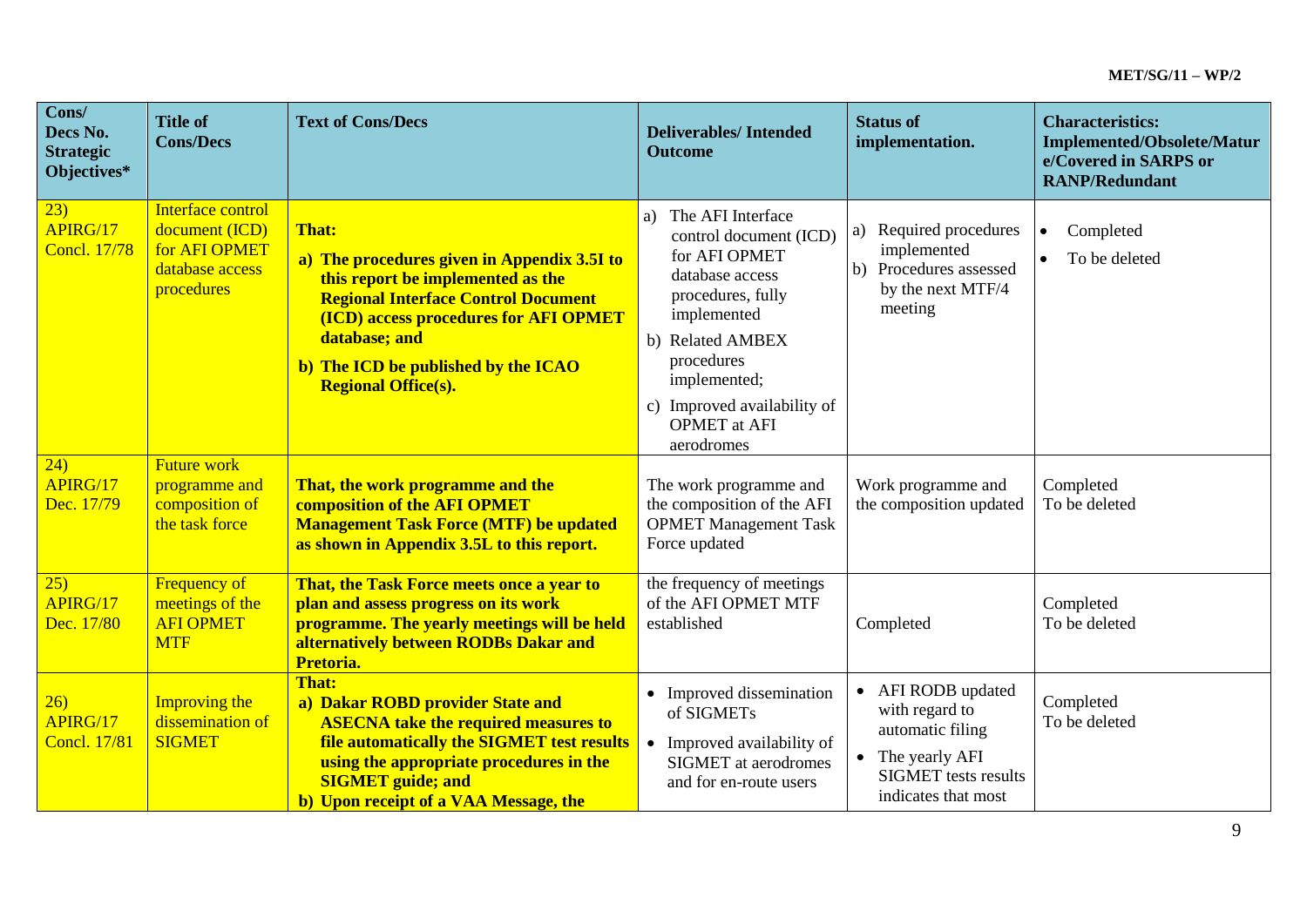| Cons/ Decs No. Strategic Objectives* | Title of Cons/Decs | Text of Cons/Decs | Deliverables/ Intended Outcome | Status of implementation. | Characteristics: Implemented/Obsolete/Mature/Covered in SARPS or RANP/Redundant |
|---|---|---|---|---|---|
| 23) APIRG/17 Concl. 17/78 | Interface control document (ICD) for AFI OPMET database access procedures | **That:** **a) The procedures given in Appendix 3.5I to this report be implemented as the Regional Interface Control Document (ICD) access procedures for AFI OPMET database; and** **b) The ICD be published by the ICAO Regional Office(s).** | a) The AFI Interface control document (ICD) for AFI OPMET database access procedures, fully implemented b) Related AMBEX procedures implemented; c) Improved availability of OPMET at AFI aerodromes | a) Required procedures implemented b) Procedures assessed by the next MTF/4 meeting | • Completed • To be deleted |
| 24) APIRG/17 Dec. 17/79 | Future work programme and composition of the task force | **That, the work programme and the composition of the AFI OPMET Management Task Force (MTF) be updated as shown in Appendix 3.5L to this report.** | The work programme and the composition of the AFI OPMET Management Task Force updated | Work programme and the composition updated | Completed To be deleted |
| 25) APIRG/17 Dec. 17/80 | Frequency of meetings of the AFI OPMET MTF | **That, the Task Force meets once a year to plan and assess progress on its work programme. The yearly meetings will be held alternatively between RODBs Dakar and Pretoria.** | the frequency of meetings of the AFI OPMET MTF established | Completed | Completed To be deleted |
| 26) APIRG/17 Concl. 17/81 | Improving the dissemination of SIGMET | **That:** **a) Dakar ROBD provider State and ASECNA take the required measures to file automatically the SIGMET test results using the appropriate procedures in the SIGMET guide; and** **b) Upon receipt of a VAA Message, the** | • Improved dissemination of SIGMETs • Improved availability of SIGMET at aerodromes and for en-route users | • AFI RODB updated with regard to automatic filing • The yearly AFI SIGMET tests results indicates that most | Completed To be deleted |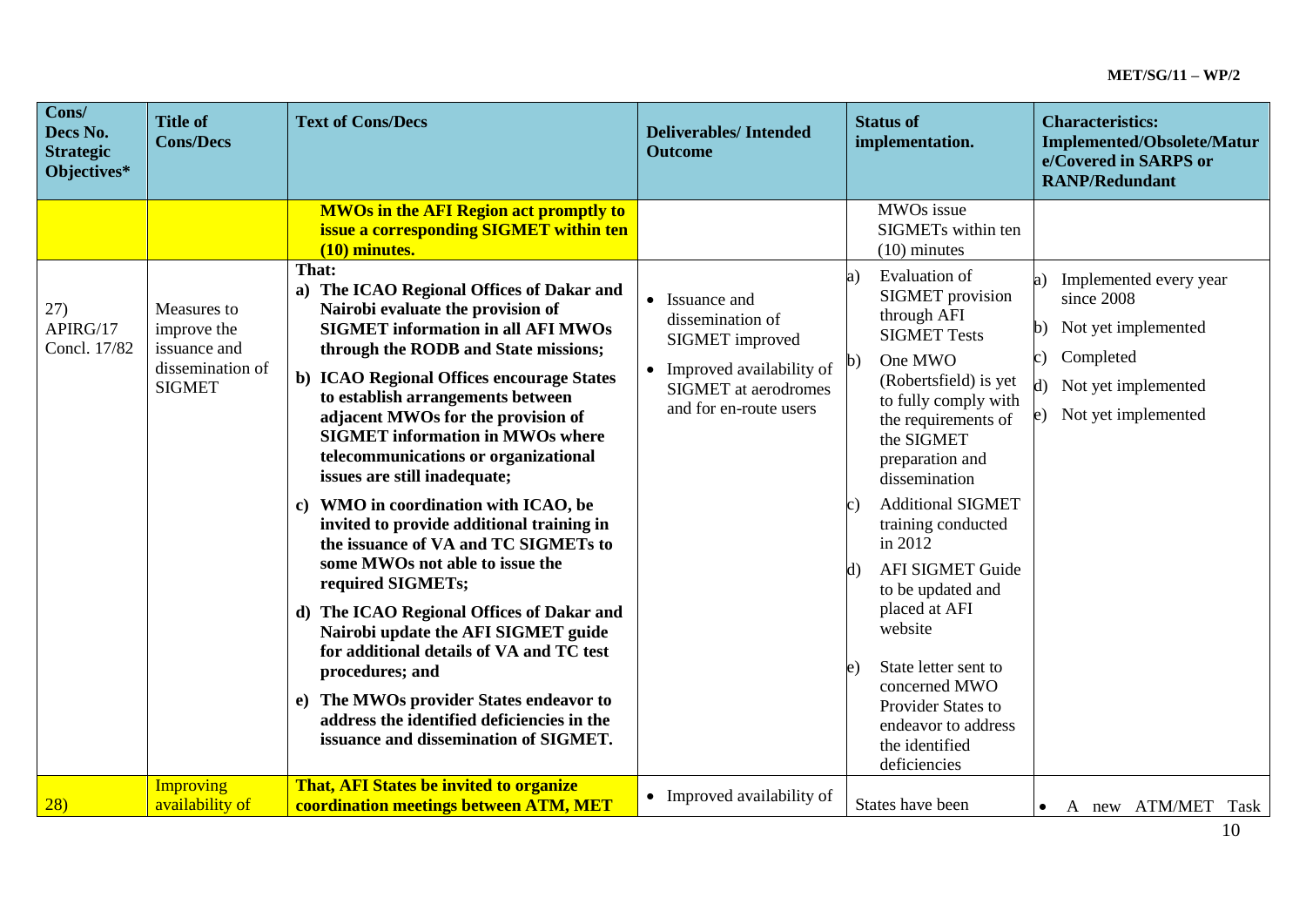| Cons/ Decs No. Strategic Objectives* | Title of Cons/Decs | Text of Cons/Decs | Deliverables/ Intended Outcome | Status of implementation. | Characteristics: Implemented/Obsolete/Mature/Covered in SARPS or RANP/Redundant |
|---|---|---|---|---|---|
| | | **MWOs in the AFI Region act promptly to issue a corresponding SIGMET within ten (10) minutes.** | | MWOs issue SIGMETs within ten (10) minutes | |
| 27) APIRG/17 Concl. 17/82 | Measures to improve the issuance and dissemination of SIGMET | **That:**<br>**a) The ICAO Regional Offices of Dakar and Nairobi evaluate the provision of SIGMET information in all AFI MWOs through the RODB and State missions;**<br>**b) ICAO Regional Offices encourage States to establish arrangements between adjacent MWOs for the provision of SIGMET information in MWOs where telecommunications or organizational issues are still inadequate;**<br>**c) WMO in coordination with ICAO, be invited to provide additional training in the issuance of VA and TC SIGMETs to some MWOs not able to issue the required SIGMETs;**<br>**d) The ICAO Regional Offices of Dakar and Nairobi update the AFI SIGMET guide for additional details of VA and TC test procedures; and**<br>**e) The MWOs provider States endeavor to address the identified deficiencies in the issuance and dissemination of SIGMET.** | • Issuance and dissemination of SIGMET improved<br>• Improved availability of SIGMET at aerodromes and for en-route users | a) Evaluation of SIGMET provision through AFI SIGMET Tests<br>b) One MWO (Robertsfield) is yet to fully comply with the requirements of the SIGMET preparation and dissemination<br>c) Additional SIGMET training conducted in 2012<br>d) AFI SIGMET Guide to be updated and placed at AFI website<br>e) State letter sent to concerned MWO Provider States to endeavor to address the identified deficiencies | a) Implemented every year since 2008<br>b) Not yet implemented<br>c) Completed<br>d) Not yet implemented<br>e) Not yet implemented |
| 28) | Improving availability of | **That, AFI States be invited to organize coordination meetings between ATM, MET** | • Improved availability of | States have been | • A new ATM/MET Task |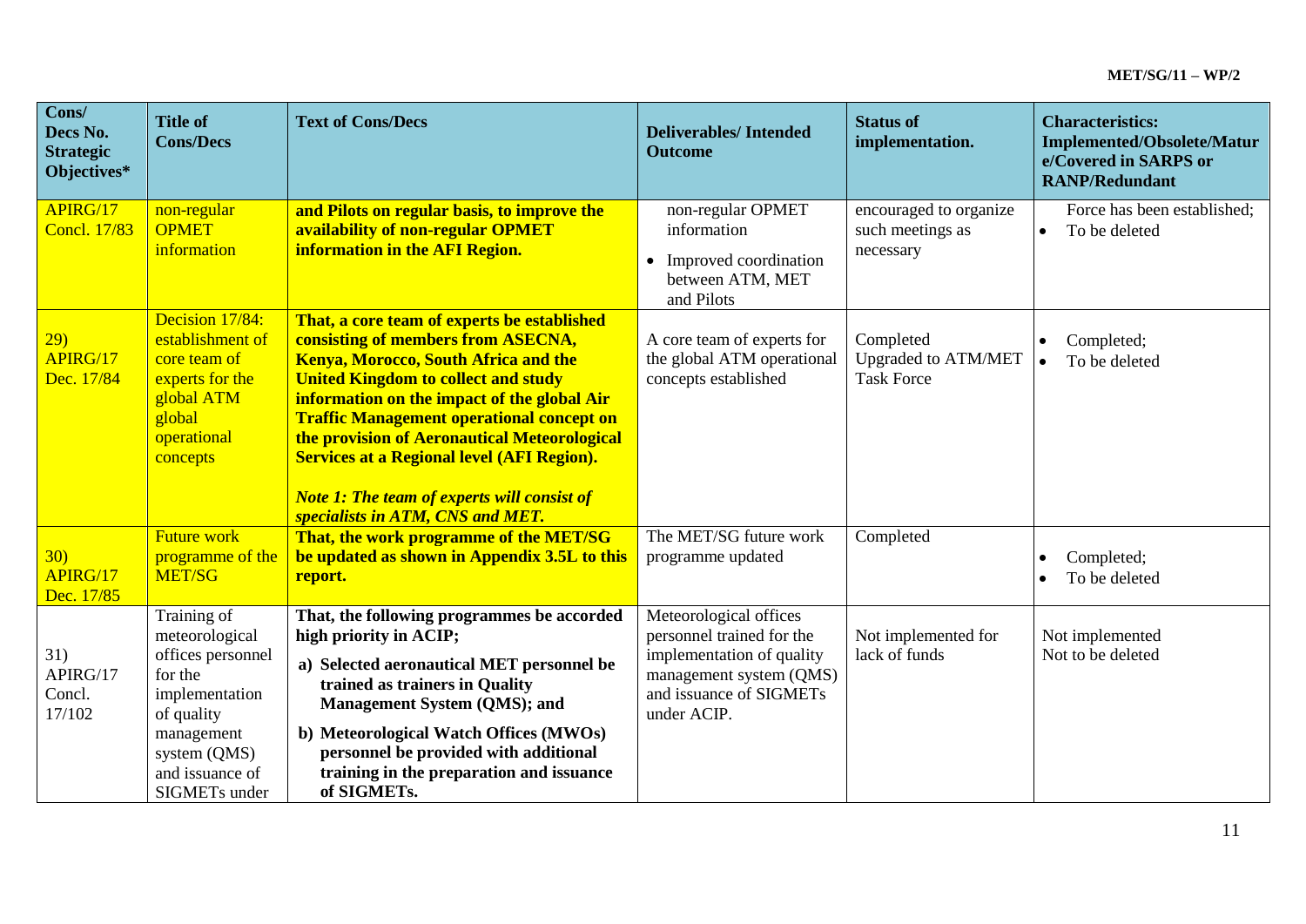| Cons/ Decs No. Strategic Objectives* | Title of Cons/Decs | Text of Cons/Decs | Deliverables/ Intended Outcome | Status of implementation. | Characteristics: Implemented/Obsolete/Mature/Covered in SARPS or RANP/Redundant |
|---|---|---|---|---|---|
| APIRG/17 Concl. 17/83 | non-regular OPMET information | **and Pilots on regular basis, to improve the availability of non-regular OPMET information in the AFI Region.** | non-regular OPMET information<br>• Improved coordination between ATM, MET and Pilots | encouraged to organize such meetings as necessary | Force has been established;<br>• To be deleted |
| 29) APIRG/17 Dec. 17/84 | Decision 17/84: establishment of core team of experts for the global ATM global operational concepts | **That, a core team of experts be established consisting of members from ASECNA, Kenya, Morocco, South Africa and the United Kingdom to collect and study information on the impact of the global Air Traffic Management operational concept on the provision of Aeronautical Meteorological Services at a Regional level (AFI Region).**<br><br>***Note 1: The team of experts will consist of specialists in ATM, CNS and MET.*** | A core team of experts for the global ATM operational concepts established | Completed<br>Upgraded to ATM/MET Task Force | • Completed;<br>• To be deleted |
| 30) APIRG/17 Dec. 17/85 | Future work programme of the MET/SG | **That, the work programme of the MET/SG be updated as shown in Appendix 3.5L to this report.** | The MET/SG future work programme updated | Completed | • Completed;<br>• To be deleted |
| 31) APIRG/17 Concl. 17/102 | Training of meteorological offices personnel for the implementation of quality management system (QMS) and issuance of SIGMETs under | **That, the following programmes be accorded high priority in ACIP;**<br>**a) Selected aeronautical MET personnel be trained as trainers in Quality Management System (QMS); and**<br>**b) Meteorological Watch Offices (MWOs) personnel be provided with additional training in the preparation and issuance of SIGMETs.** | Meteorological offices personnel trained for the implementation of quality management system (QMS) and issuance of SIGMETs under ACIP. | Not implemented for lack of funds | Not implemented<br>Not to be deleted |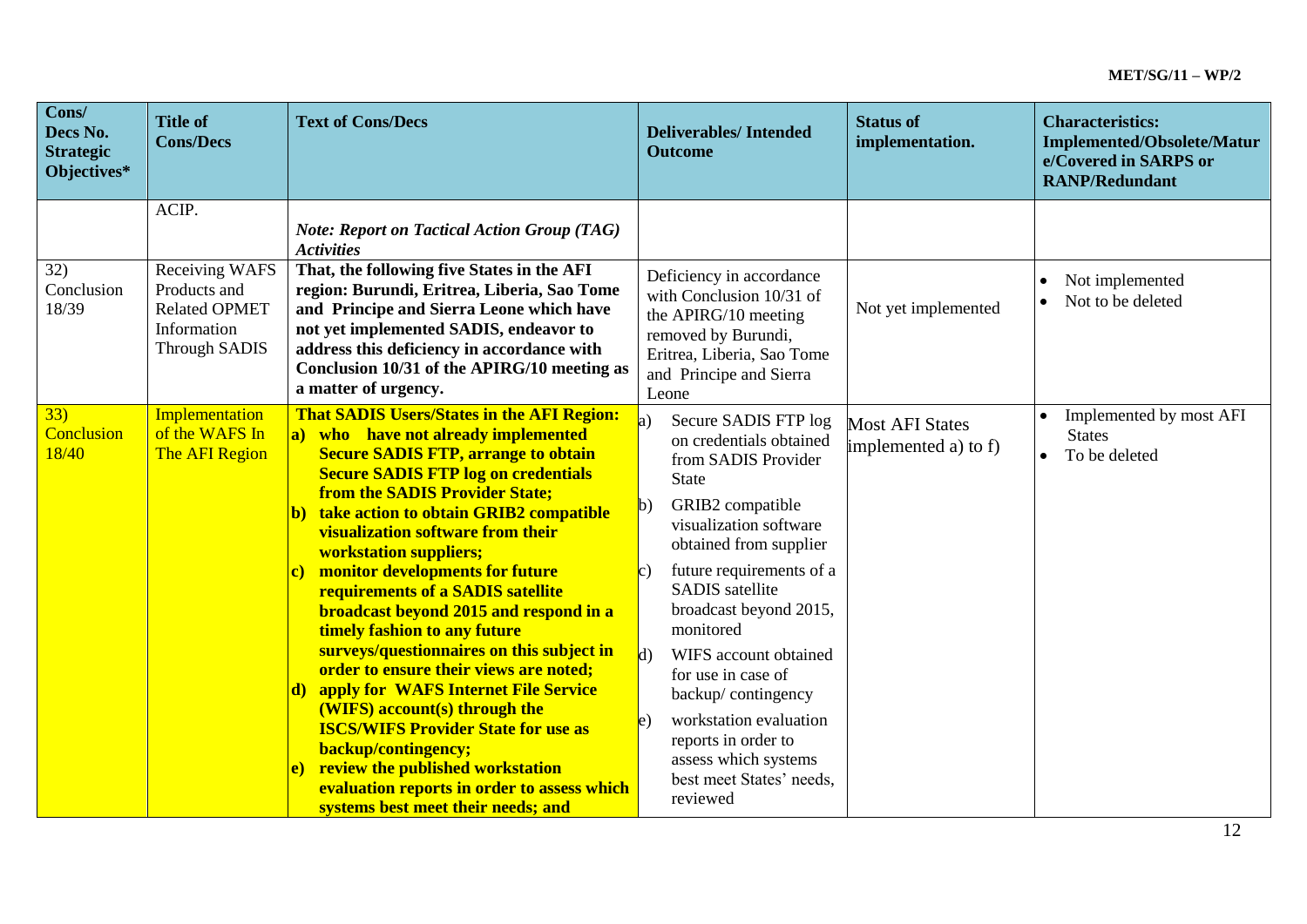| Cons/ Decs No. Strategic Objectives* | Title of Cons/Decs | Text of Cons/Decs | Deliverables/ Intended Outcome | Status of implementation. | Characteristics: Implemented/Obsolete/Mature/Covered in SARPS or RANP/Redundant |
|---|---|---|---|---|---|
| | ACIP. | ***Note: Report on Tactical Action Group (TAG) Activities*** | | | |
| 32) Conclusion 18/39 | Receiving WAFS Products and Related OPMET Information Through SADIS | **That, the following five States in the AFI region: Burundi, Eritrea, Liberia, Sao Tome and Principe and Sierra Leone which have not yet implemented SADIS, endeavor to address this deficiency in accordance with Conclusion 10/31 of the APIRG/10 meeting as a matter of urgency.** | Deficiency in accordance with Conclusion 10/31 of the APIRG/10 meeting removed by Burundi, Eritrea, Liberia, Sao Tome and Principe and Sierra Leone | Not yet implemented | • Not implemented<br>• Not to be deleted |
| 33) Conclusion 18/40 | Implementation of the WAFS In The AFI Region | **That SADIS Users/States in the AFI Region:**<br>**a) who have not already implemented Secure SADIS FTP, arrange to obtain Secure SADIS FTP log on credentials from the SADIS Provider State;**<br>**b) take action to obtain GRIB2 compatible visualization software from their workstation suppliers;**<br>**c) monitor developments for future requirements of a SADIS satellite broadcast beyond 2015 and respond in a timely fashion to any future surveys/questionnaires on this subject in order to ensure their views are noted;**<br>**d) apply for WAFS Internet File Service (WIFS) account(s) through the ISCS/WIFS Provider State for use as backup/contingency;**<br>**e) review the published workstation evaluation reports in order to assess which systems best meet their needs; and** | a) Secure SADIS FTP log on credentials obtained from SADIS Provider State<br>b) GRIB2 compatible visualization software obtained from supplier<br>c) future requirements of a SADIS satellite broadcast beyond 2015, monitored<br>d) WIFS account obtained for use in case of backup/ contingency<br>e) workstation evaluation reports in order to assess which systems best meet States' needs, reviewed | Most AFI States implemented a) to f) | • Implemented by most AFI States<br>• To be deleted |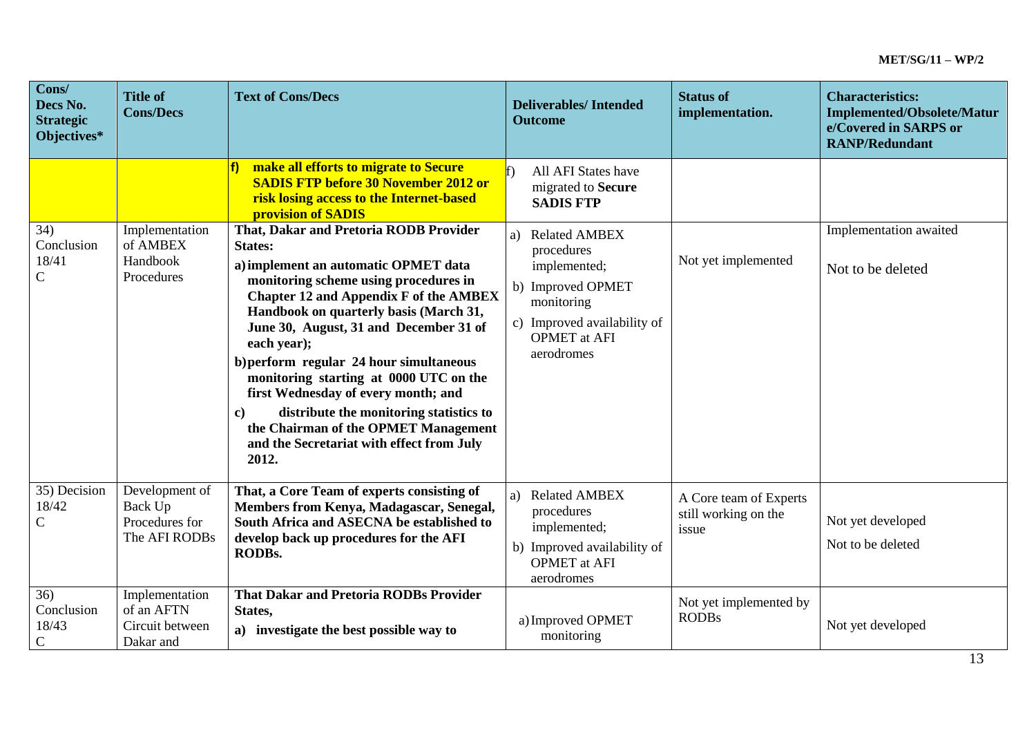| Cons/ Decs No. Strategic Objectives* | Title of Cons/Decs | Text of Cons/Decs | Deliverables/ Intended Outcome | Status of implementation. | Characteristics: Implemented/Obsolete/Mature/Covered in SARPS or RANP/Redundant |
|---|---|---|---|---|---|
| | | **f) make all efforts to migrate to Secure SADIS FTP before 30 November 2012 or risk losing access to the Internet-based provision of SADIS** | f) All AFI States have migrated to **Secure SADIS FTP** | | |
| 34) Conclusion 18/41 C | Implementation of AMBEX Handbook Procedures | **That, Dakar and Pretoria RODB Provider States:**<br>**a) implement an automatic OPMET data monitoring scheme using procedures in Chapter 12 and Appendix F of the AMBEX Handbook on quarterly basis (March 31, June 30, August, 31 and December 31 of each year);**<br>**b) perform regular 24 hour simultaneous monitoring starting at 0000 UTC on the first Wednesday of every month; and**<br>**c) distribute the monitoring statistics to the Chairman of the OPMET Management and the Secretariat with effect from July 2012.** | a) Related AMBEX procedures implemented;<br>b) Improved OPMET monitoring<br>c) Improved availability of OPMET at AFI aerodromes | Not yet implemented | Implementation awaited<br><br>Not to be deleted |
| 35) Decision 18/42 C | Development of Back Up Procedures for The AFI RODBs | **That, a Core Team of experts consisting of Members from Kenya, Madagascar, Senegal, South Africa and ASECNA be established to develop back up procedures for the AFI RODBs.** | a) Related AMBEX procedures implemented;<br>b) Improved availability of OPMET at AFI aerodromes | A Core team of Experts still working on the issue | Not yet developed<br>Not to be deleted |
| 36) Conclusion 18/43 C | Implementation of an AFTN Circuit between Dakar and | **That Dakar and Pretoria RODBs Provider States,**<br>**a) investigate the best possible way to** | a) Improved OPMET monitoring | Not yet implemented by RODBs | Not yet developed |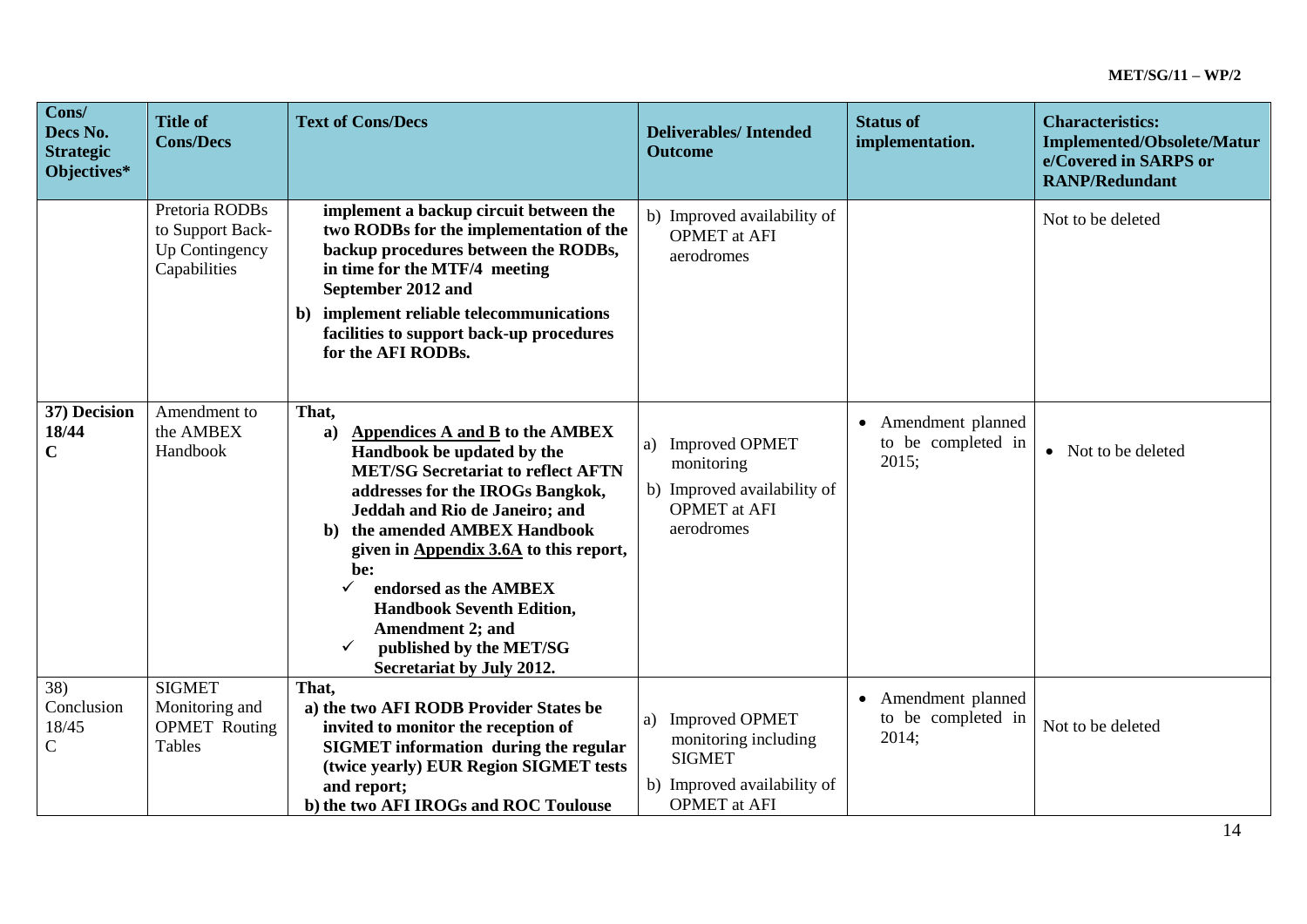| Cons/ Decs No. Strategic Objectives* | Title of Cons/Decs | Text of Cons/Decs | Deliverables/ Intended Outcome | Status of implementation. | Characteristics: Implemented/Obsolete/Mature/Covered in SARPS or RANP/Redundant |
|---|---|---|---|---|---|
| | Pretoria RODBs to Support Back-Up Contingency Capabilities | **implement a backup circuit between the two RODBs for the implementation of the backup procedures between the RODBs, in time for the MTF/4 meeting September 2012 and**<br>**b) implement reliable telecommunications facilities to support back-up procedures for the AFI RODBs.** | b) Improved availability of OPMET at AFI aerodromes | | Not to be deleted |
| **37) Decision 18/44 C** | Amendment to the AMBEX Handbook | **That,**<br>**a) Appendices A and B to the AMBEX Handbook be updated by the MET/SG Secretariat to reflect AFTN addresses for the IROGs Bangkok, Jeddah and Rio de Janeiro; and**<br>**b) the amended AMBEX Handbook given in Appendix 3.6A to this report, be:**<br>✓ **endorsed as the AMBEX Handbook Seventh Edition, Amendment 2; and**<br>✓ **published by the MET/SG Secretariat by July 2012.** | a) Improved OPMET monitoring<br>b) Improved availability of OPMET at AFI aerodromes | • Amendment planned to be completed in 2015; | • Not to be deleted |
| 38) Conclusion 18/45 C | SIGMET Monitoring and OPMET Routing Tables | **That,**<br>**a) the two AFI RODB Provider States be invited to monitor the reception of SIGMET information during the regular (twice yearly) EUR Region SIGMET tests and report;**<br>**b) the two AFI IROGs and ROC Toulouse** | a) Improved OPMET monitoring including SIGMET<br>b) Improved availability of OPMET at AFI | • Amendment planned to be completed in 2014; | Not to be deleted |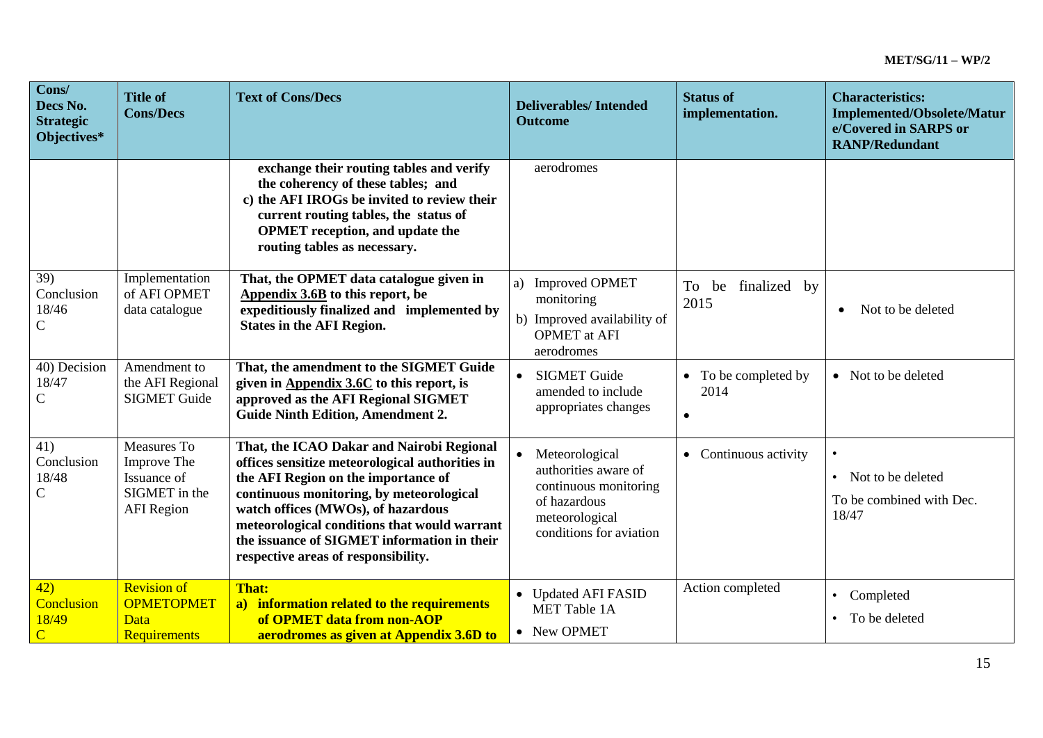| Cons/ Decs No. Strategic Objectives* | Title of Cons/Decs | Text of Cons/Decs | Deliverables/ Intended Outcome | Status of implementation. | Characteristics: Implemented/Obsolete/Mature/Covered in SARPS or RANP/Redundant |
|---|---|---|---|---|---|
| | | **exchange their routing tables and verify the coherency of these tables; and**<br>**c) the AFI IROGs be invited to review their current routing tables, the status of OPMET reception, and update the routing tables as necessary.** | aerodromes | | |
| 39) Conclusion 18/46 C | Implementation of AFI OPMET data catalogue | **That, the OPMET data catalogue given in Appendix 3.6B to this report, be expeditiously finalized and implemented by States in the AFI Region.** | a) Improved OPMET monitoring<br>b) Improved availability of OPMET at AFI aerodromes | To be finalized by 2015 | • Not to be deleted |
| 40) Decision 18/47 C | Amendment to the AFI Regional SIGMET Guide | **That, the amendment to the SIGMET Guide given in Appendix 3.6C to this report, is approved as the AFI Regional SIGMET Guide Ninth Edition, Amendment 2.** | • SIGMET Guide amended to include appropriates changes | • To be completed by 2014<br>• | • Not to be deleted |
| 41) Conclusion 18/48 C | Measures To Improve The Issuance of SIGMET in the AFI Region | **That, the ICAO Dakar and Nairobi Regional offices sensitize meteorological authorities in the AFI Region on the importance of continuous monitoring, by meteorological watch offices (MWOs), of hazardous meteorological conditions that would warrant the issuance of SIGMET information in their respective areas of responsibility.** | • Meteorological authorities aware of continuous monitoring of hazardous meteorological conditions for aviation | • Continuous activity | •<br>• Not to be deleted<br>To be combined with Dec. 18/47 |
| 42) Conclusion 18/49 C | Revision of OPMETOPMET Data Requirements | **That:**<br>**a) information related to the requirements of OPMET data from non-AOP aerodromes as given at Appendix 3.6D to** | • Updated AFI FASID MET Table 1A<br>• New OPMET | Action completed | • Completed<br>• To be deleted |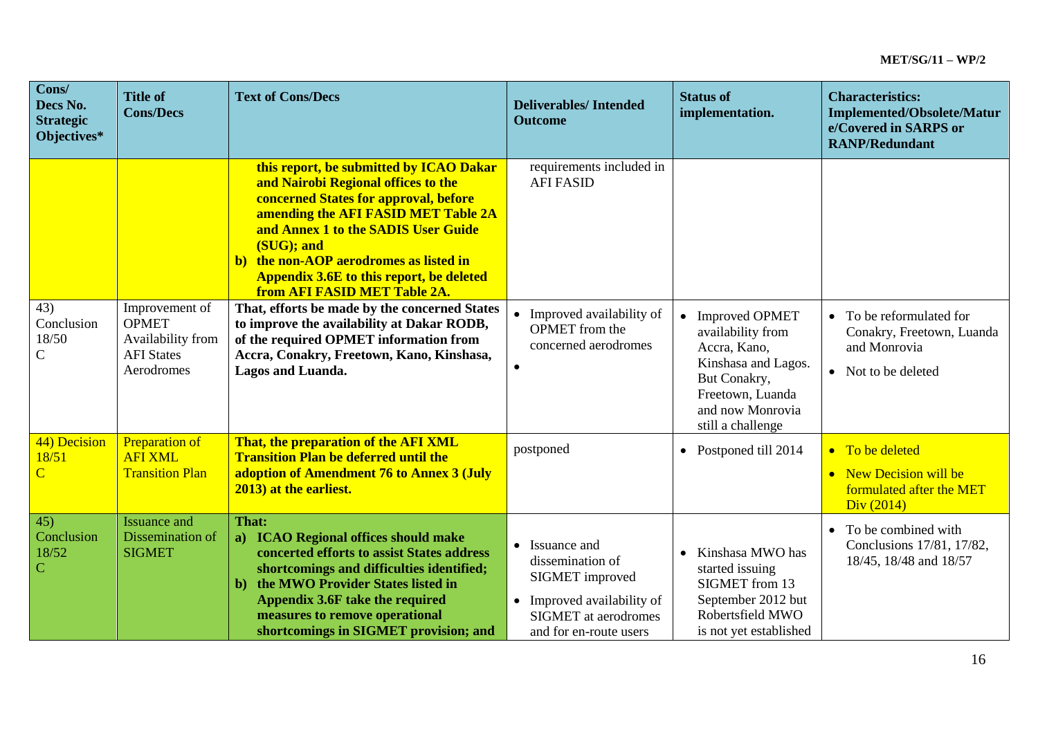| Cons/ Decs No. Strategic Objectives* | Title of Cons/Decs | Text of Cons/Decs | Deliverables/ Intended Outcome | Status of implementation. | Characteristics: Implemented/Obsolete/Mature/Covered in SARPS or RANP/Redundant |
|---|---|---|---|---|---|
| | | **this report, be submitted by ICAO Dakar and Nairobi Regional offices to the concerned States for approval, before amending the AFI FASID MET Table 2A and Annex 1 to the SADIS User Guide (SUG); and**<br>**b) the non-AOP aerodromes as listed in Appendix 3.6E to this report, be deleted from AFI FASID MET Table 2A.** | requirements included in AFI FASID | | |
| 43) Conclusion 18/50 C | Improvement of OPMET Availability from AFI States Aerodromes | **That, efforts be made by the concerned States to improve the availability at Dakar RODB, of the required OPMET information from Accra, Conakry, Freetown, Kano, Kinshasa, Lagos and Luanda.** | • Improved availability of OPMET from the concerned aerodromes<br>• | • Improved OPMET availability from Accra, Kano, Kinshasa and Lagos. But Conakry, Freetown, Luanda and now Monrovia still a challenge | • To be reformulated for Conakry, Freetown, Luanda and Monrovia<br>• Not to be deleted |
| 44) Decision 18/51 C | Preparation of AFI XML Transition Plan | **That, the preparation of the AFI XML Transition Plan be deferred until the adoption of Amendment 76 to Annex 3 (July 2013) at the earliest.** | postponed | • Postponed till 2014 | • To be deleted<br>• New Decision will be formulated after the MET Div (2014) |
| 45) Conclusion 18/52 C | Issuance and Dissemination of SIGMET | **That:**<br>**a) ICAO Regional offices should make concerted efforts to assist States address shortcomings and difficulties identified;**<br>**b) the MWO Provider States listed in Appendix 3.6F take the required measures to remove operational shortcomings in SIGMET provision; and** | • Issuance and dissemination of SIGMET improved<br>• Improved availability of SIGMET at aerodromes and for en-route users | • Kinshasa MWO has started issuing SIGMET from 13 September 2012 but Robertsfield MWO is not yet established | • To be combined with Conclusions 17/81, 17/82, 18/45, 18/48 and 18/57 |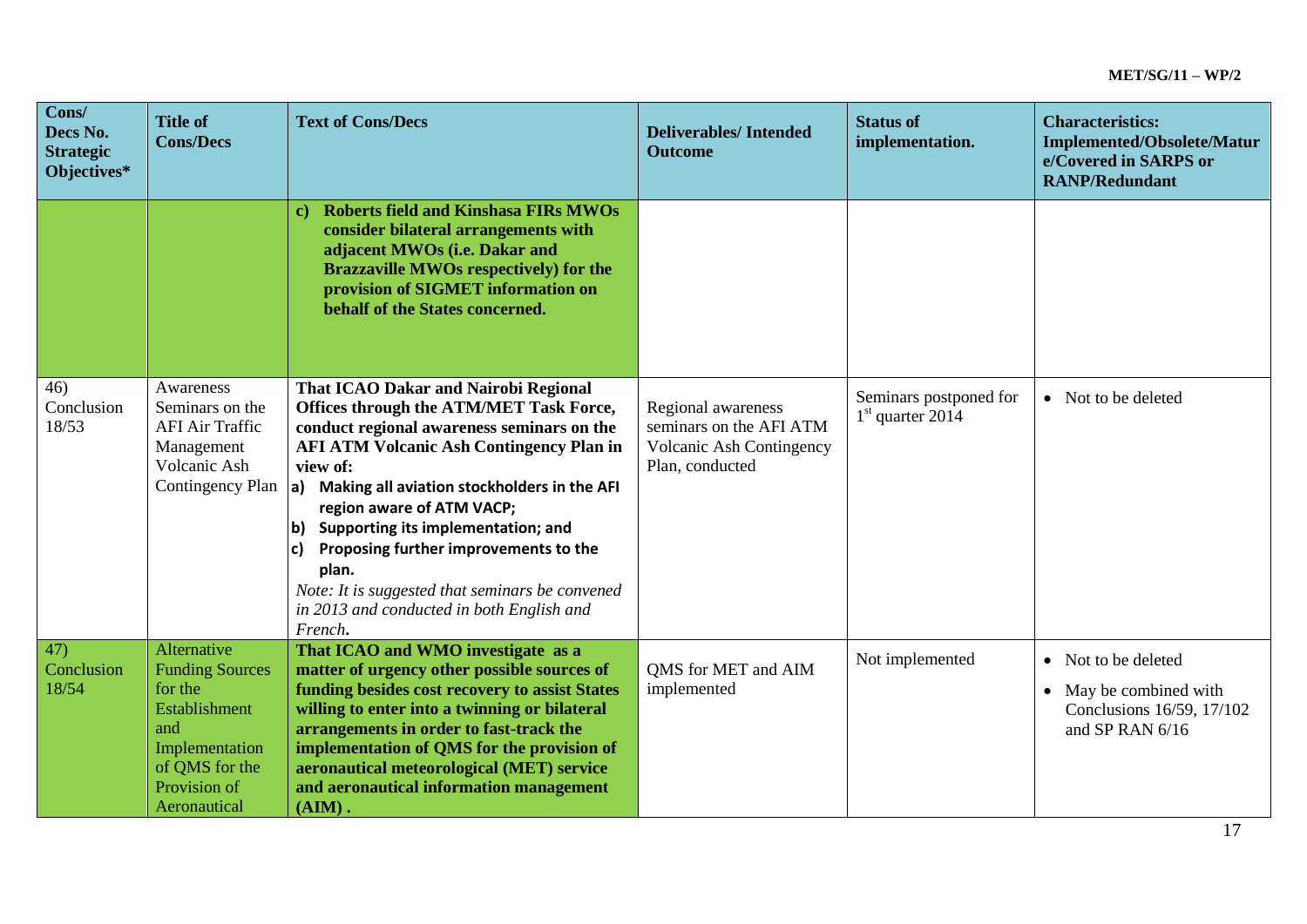| Cons/ Decs No. Strategic Objectives* | Title of Cons/Decs | Text of Cons/Decs | Deliverables/ Intended Outcome | Status of implementation. | Characteristics: Implemented/Obsolete/Mature/Covered in SARPS or RANP/Redundant |
|---|---|---|---|---|---|
| | | **c) Roberts field and Kinshasa FIRs MWOs consider bilateral arrangements with adjacent MWOs (i.e. Dakar and Brazzaville MWOs respectively) for the provision of SIGMET information on behalf of the States concerned.** | | | |
| 46) Conclusion 18/53 | Awareness Seminars on the AFI Air Traffic Management Volcanic Ash Contingency Plan | **That ICAO Dakar and Nairobi Regional Offices through the ATM/MET Task Force, conduct regional awareness seminars on the AFI ATM Volcanic Ash Contingency Plan in view of:** <br> **a) Making all aviation stockholders in the AFI region aware of ATM VACP;** <br> **b) Supporting its implementation; and** <br> **c) Proposing further improvements to the plan.** <br> *Note: It is suggested that seminars be convened in 2013 and conducted in both English and French.* | Regional awareness seminars on the AFI ATM Volcanic Ash Contingency Plan, conducted | Seminars postponed for 1st quarter 2014 | • Not to be deleted |
| 47) Conclusion 18/54 | Alternative Funding Sources for the Establishment and Implementation of QMS for the Provision of Aeronautical | **That ICAO and WMO investigate as a matter of urgency other possible sources of funding besides cost recovery to assist States willing to enter into a twinning or bilateral arrangements in order to fast-track the implementation of QMS for the provision of aeronautical meteorological (MET) service and aeronautical information management (AIM) .** | QMS for MET and AIM implemented | Not implemented | • Not to be deleted <br> • May be combined with Conclusions 16/59, 17/102 and SP RAN 6/16 |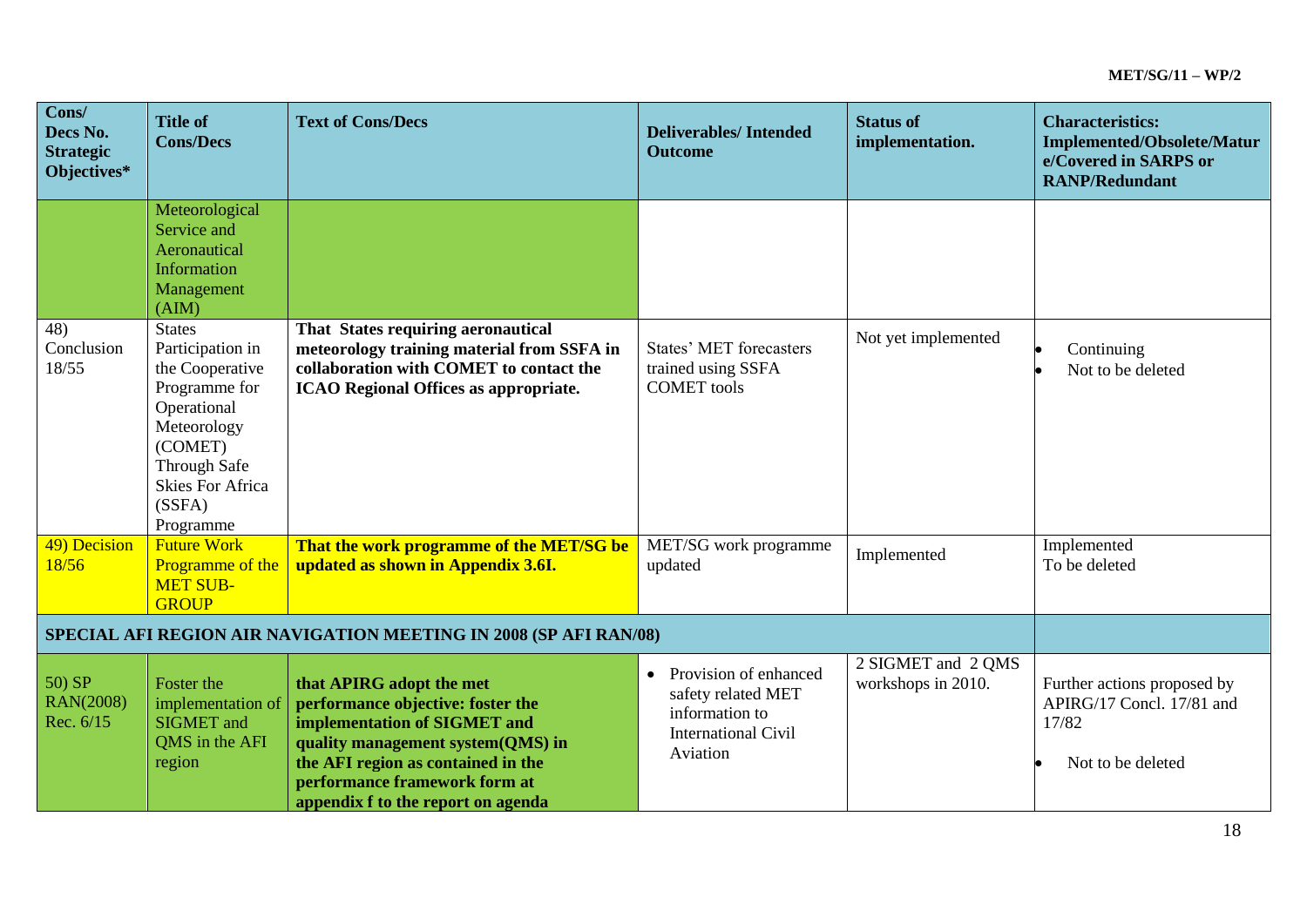| Cons/ Decs No. Strategic Objectives* | Title of Cons/Decs | Text of Cons/Decs | Deliverables/ Intended Outcome | Status of implementation. | Characteristics: Implemented/Obsolete/Mature/Covered in SARPS or RANP/Redundant |
|---|---|---|---|---|---|
| | Meteorological Service and Aeronautical Information Management (AIM) | | | | |
| 48) Conclusion 18/55 | States Participation in the Cooperative Programme for Operational Meteorology (COMET) Through Safe Skies For Africa (SSFA) Programme | **That States requiring aeronautical meteorology training material from SSFA in collaboration with COMET to contact the ICAO Regional Offices as appropriate.** | States' MET forecasters trained using SSFA COMET tools | Not yet implemented | • Continuing<br>• Not to be deleted |
| 49) Decision 18/56 | Future Work Programme of the MET SUB-GROUP | **That the work programme of the MET/SG be updated as shown in Appendix 3.6I.** | MET/SG work programme updated | Implemented | Implemented<br>To be deleted |
| **SPECIAL AFI REGION AIR NAVIGATION MEETING IN 2008 (SP AFI RAN/08)** | | | | | |
| 50) SP RAN(2008) Rec. 6/15 | Foster the implementation of SIGMET and QMS in the AFI region | **that APIRG adopt the met performance objective: foster the implementation of SIGMET and quality management system(QMS) in the AFI region as contained in the performance framework form at appendix f to the report on agenda** | • Provision of enhanced safety related MET information to International Civil Aviation | 2 SIGMET and 2 QMS workshops in 2010. | Further actions proposed by APIRG/17 Concl. 17/81 and 17/82<br>• Not to be deleted |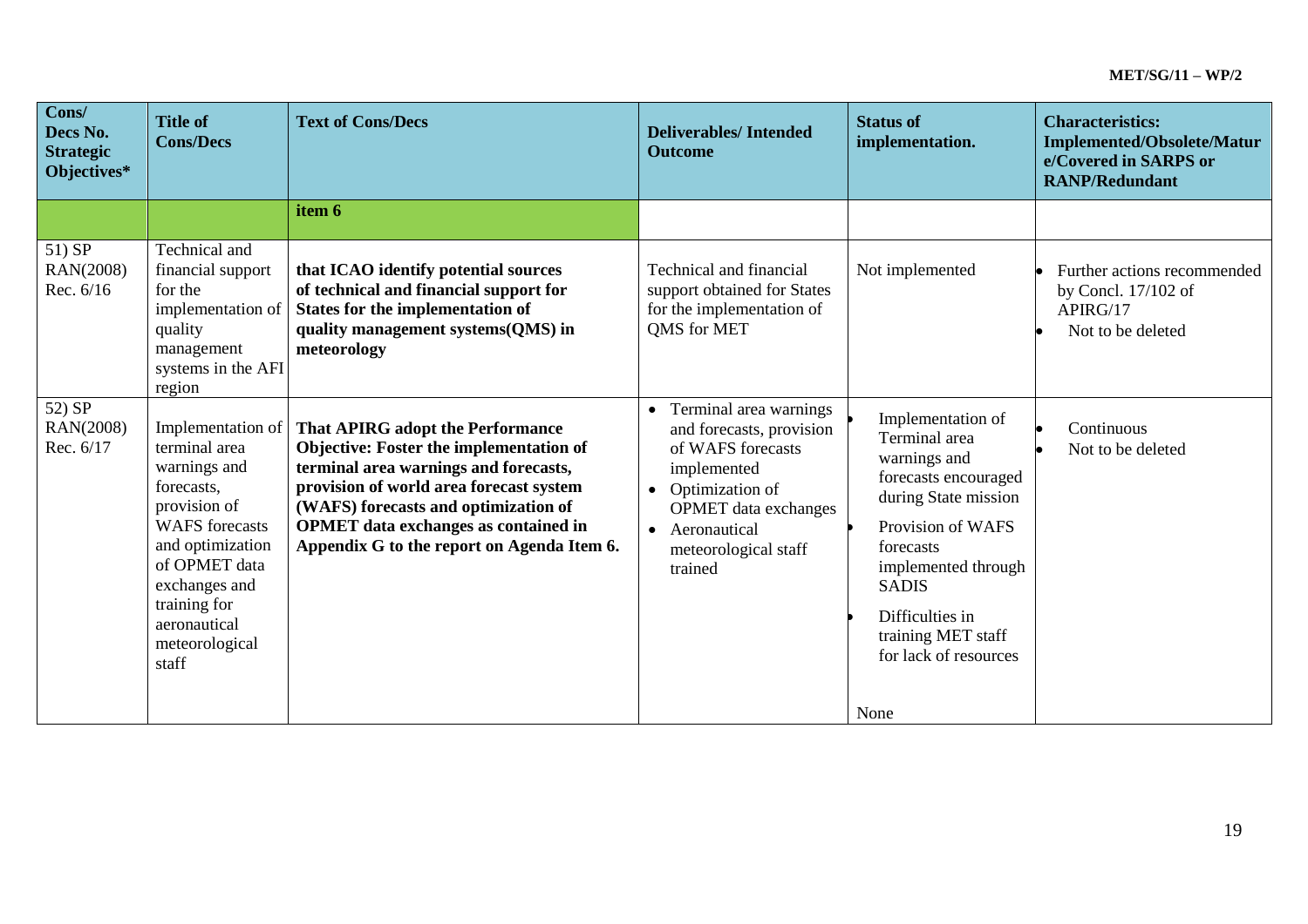| Cons/ Decs No. Strategic Objectives* | Title of Cons/Decs | Text of Cons/Decs | Deliverables/ Intended Outcome | Status of implementation. | Characteristics: Implemented/Obsolete/Mature/Covered in SARPS or RANP/Redundant |
|---|---|---|---|---|---|
| | | **item 6** | | | |
| 51) SP RAN(2008) Rec. 6/16 | Technical and financial support for the implementation of quality management systems in the AFI region | **that ICAO identify potential sources of technical and financial support for States for the implementation of quality management systems(QMS) in meteorology** | Technical and financial support obtained for States for the implementation of QMS for MET | Not implemented | • Further actions recommended by Concl. 17/102 of APIRG/17 <br> • Not to be deleted |
| 52) SP RAN(2008) Rec. 6/17 | Implementation of terminal area warnings and forecasts, provision of WAFS forecasts and optimization of OPMET data exchanges and training for aeronautical meteorological staff | **That APIRG adopt the Performance Objective: Foster the implementation of terminal area warnings and forecasts, provision of world area forecast system (WAFS) forecasts and optimization of OPMET data exchanges as contained in Appendix G to the report on Agenda Item 6.** | • Terminal area warnings and forecasts, provision of WAFS forecasts implemented <br> • Optimization of OPMET data exchanges <br> • Aeronautical meteorological staff trained | • Implementation of Terminal area warnings and forecasts encouraged during State mission <br> • Provision of WAFS forecasts implemented through SADIS <br> • Difficulties in training MET staff for lack of resources <br><br> None | • Continuous <br> • Not to be deleted |